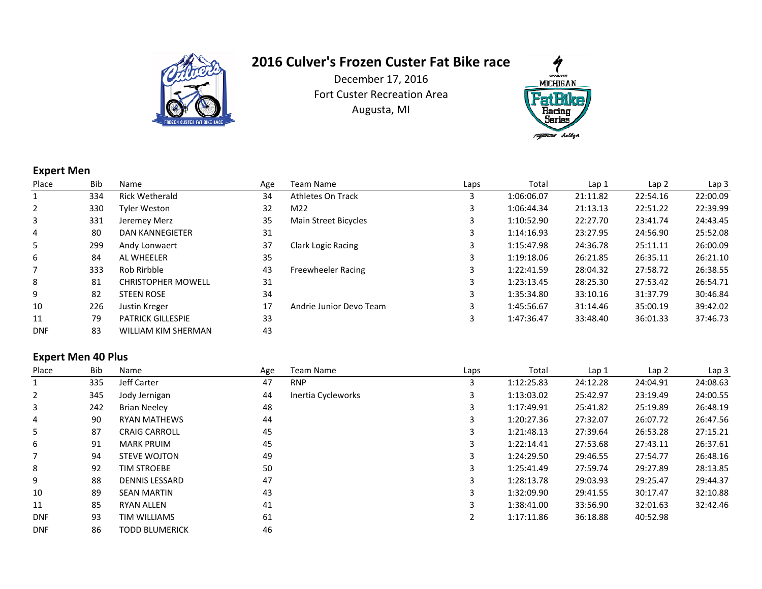# 2016 Culver's Frozen Custer Fat Bike race

December 17, 2016
Fort Custer Recreation Area
Augusta, MI

## Expert Men

| Place | Bib | Name | Age | Team Name | Laps | Total | Lap 1 | Lap 2 | Lap 3 |
|---|---|---|---|---|---|---|---|---|---|
| 1 | 334 | Rick Wetherald | 34 | Athletes On Track | 3 | 1:06:06.07 | 21:11.82 | 22:54.16 | 22:00.09 |
| 2 | 330 | Tyler Weston | 32 | M22 | 3 | 1:06:44.34 | 21:13.13 | 22:51.22 | 22:39.99 |
| 3 | 331 | Jeremey Merz | 35 | Main Street Bicycles | 3 | 1:10:52.90 | 22:27.70 | 23:41.74 | 24:43.45 |
| 4 | 80 | DAN KANNEGIETER | 31 | | 3 | 1:14:16.93 | 23:27.95 | 24:56.90 | 25:52.08 |
| 5 | 299 | Andy Lonwaert | 37 | Clark Logic Racing | 3 | 1:15:47.98 | 24:36.78 | 25:11.11 | 26:00.09 |
| 6 | 84 | AL WHEELER | 35 | | 3 | 1:19:18.06 | 26:21.85 | 26:35.11 | 26:21.10 |
| 7 | 333 | Rob Rirbble | 43 | Freewheeler Racing | 3 | 1:22:41.59 | 28:04.32 | 27:58.72 | 26:38.55 |
| 8 | 81 | CHRISTOPHER MOWELL | 31 | | 3 | 1:23:13.45 | 28:25.30 | 27:53.42 | 26:54.71 |
| 9 | 82 | STEEN ROSE | 34 | | 3 | 1:35:34.80 | 33:10.16 | 31:37.79 | 30:46.84 |
| 10 | 226 | Justin Kreger | 17 | Andrie Junior Devo Team | 3 | 1:45:56.67 | 31:14.46 | 35:00.19 | 39:42.02 |
| 11 | 79 | PATRICK GILLESPIE | 33 | | 3 | 1:47:36.47 | 33:48.40 | 36:01.33 | 37:46.73 |
| DNF | 83 | WILLIAM KIM SHERMAN | 43 | | | | | | |

## Expert Men 40 Plus

| Place | Bib | Name | Age | Team Name | Laps | Total | Lap 1 | Lap 2 | Lap 3 |
|---|---|---|---|---|---|---|---|---|---|
| 1 | 335 | Jeff Carter | 47 | RNP | 3 | 1:12:25.83 | 24:12.28 | 24:04.91 | 24:08.63 |
| 2 | 345 | Jody Jernigan | 44 | Inertia Cycleworks | 3 | 1:13:03.02 | 25:42.97 | 23:19.49 | 24:00.55 |
| 3 | 242 | Brian Neeley | 48 | | 3 | 1:17:49.91 | 25:41.82 | 25:19.89 | 26:48.19 |
| 4 | 90 | RYAN MATHEWS | 44 | | 3 | 1:20:27.36 | 27:32.07 | 26:07.72 | 26:47.56 |
| 5 | 87 | CRAIG CARROLL | 45 | | 3 | 1:21:48.13 | 27:39.64 | 26:53.28 | 27:15.21 |
| 6 | 91 | MARK PRUIM | 45 | | 3 | 1:22:14.41 | 27:53.68 | 27:43.11 | 26:37.61 |
| 7 | 94 | STEVE WOJTON | 49 | | 3 | 1:24:29.50 | 29:46.55 | 27:54.77 | 26:48.16 |
| 8 | 92 | TIM STROEBE | 50 | | 3 | 1:25:41.49 | 27:59.74 | 29:27.89 | 28:13.85 |
| 9 | 88 | DENNIS LESSARD | 47 | | 3 | 1:28:13.78 | 29:03.93 | 29:25.47 | 29:44.37 |
| 10 | 89 | SEAN MARTIN | 43 | | 3 | 1:32:09.90 | 29:41.55 | 30:17.47 | 32:10.88 |
| 11 | 85 | RYAN ALLEN | 41 | | 3 | 1:38:41.00 | 33:56.90 | 32:01.63 | 32:42.46 |
| DNF | 93 | TIM WILLIAMS | 61 | | 2 | 1:17:11.86 | 36:18.88 | 40:52.98 | |
| DNF | 86 | TODD BLUMERICK | 46 | | | | | | |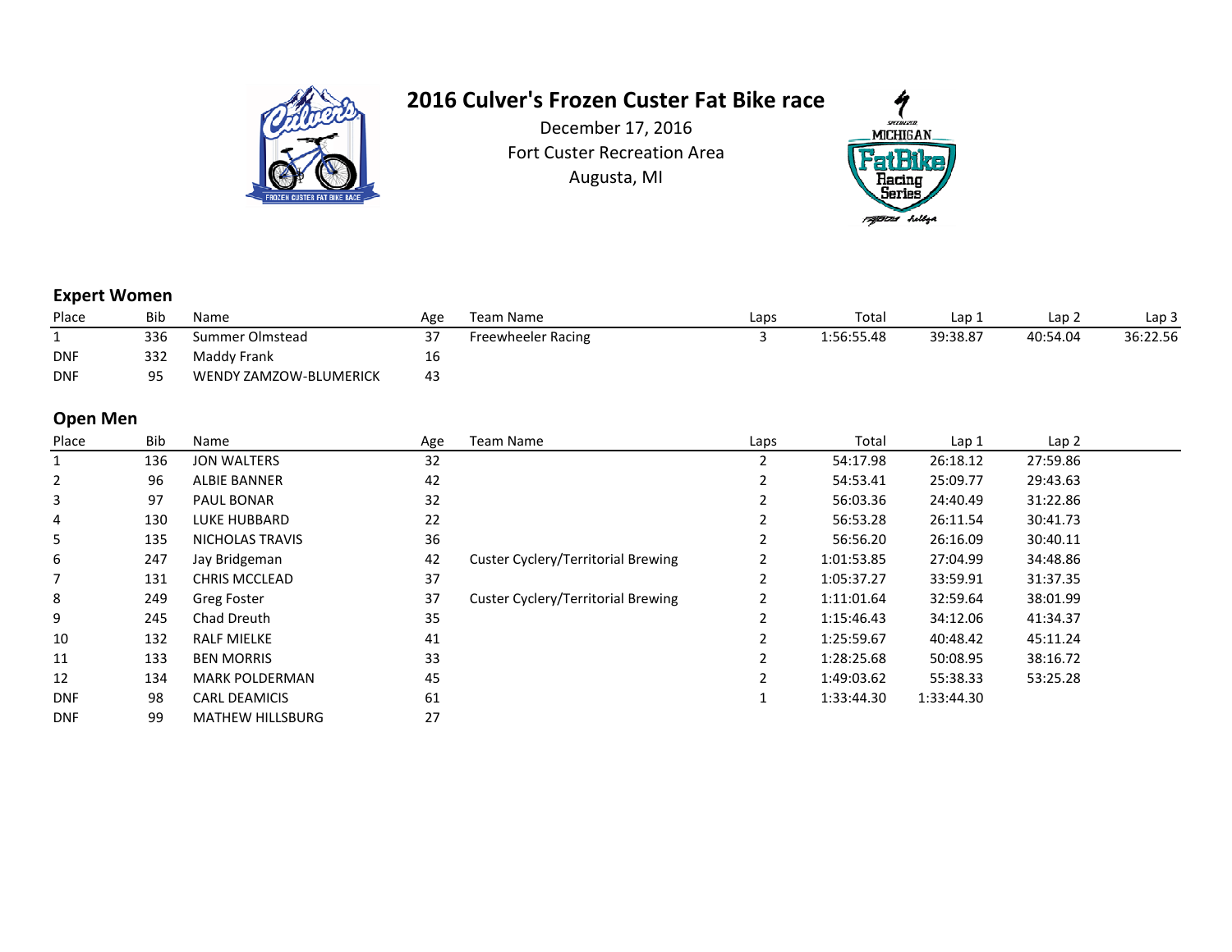# 2016 Culver's Frozen Custer Fat Bike race

December 17, 2016
Fort Custer Recreation Area
Augusta, MI

### Expert Women

| Place | Bib | Name | Age | Team Name | Laps | Total | Lap 1 | Lap 2 | Lap 3 |
|---|---|---|---|---|---|---|---|---|---|
| 1 | 336 | Summer Olmstead | 37 | Freewheeler Racing | 3 | 1:56:55.48 | 39:38.87 | 40:54.04 | 36:22.56 |
| DNF | 332 | Maddy Frank | 16 | | | | | | |
| DNF | 95 | WENDY ZAMZOW-BLUMERICK | 43 | | | | | | |

### Open Men

| Place | Bib | Name | Age | Team Name | Laps | Total | Lap 1 | Lap 2 |
|---|---|---|---|---|---|---|---|---|
| 1 | 136 | JON WALTERS | 32 | | 2 | 54:17.98 | 26:18.12 | 27:59.86 |
| 2 | 96 | ALBIE BANNER | 42 | | 2 | 54:53.41 | 25:09.77 | 29:43.63 |
| 3 | 97 | PAUL BONAR | 32 | | 2 | 56:03.36 | 24:40.49 | 31:22.86 |
| 4 | 130 | LUKE HUBBARD | 22 | | 2 | 56:53.28 | 26:11.54 | 30:41.73 |
| 5 | 135 | NICHOLAS TRAVIS | 36 | | 2 | 56:56.20 | 26:16.09 | 30:40.11 |
| 6 | 247 | Jay Bridgeman | 42 | Custer Cyclery/Territorial Brewing | 2 | 1:01:53.85 | 27:04.99 | 34:48.86 |
| 7 | 131 | CHRIS MCCLEAD | 37 | | 2 | 1:05:37.27 | 33:59.91 | 31:37.35 |
| 8 | 249 | Greg Foster | 37 | Custer Cyclery/Territorial Brewing | 2 | 1:11:01.64 | 32:59.64 | 38:01.99 |
| 9 | 245 | Chad Dreuth | 35 | | 2 | 1:15:46.43 | 34:12.06 | 41:34.37 |
| 10 | 132 | RALF MIELKE | 41 | | 2 | 1:25:59.67 | 40:48.42 | 45:11.24 |
| 11 | 133 | BEN MORRIS | 33 | | 2 | 1:28:25.68 | 50:08.95 | 38:16.72 |
| 12 | 134 | MARK POLDERMAN | 45 | | 2 | 1:49:03.62 | 55:38.33 | 53:25.28 |
| DNF | 98 | CARL DEAMICIS | 61 | | 1 | 1:33:44.30 | 1:33:44.30 | |
| DNF | 99 | MATHEW HILLSBURG | 27 | | | | | |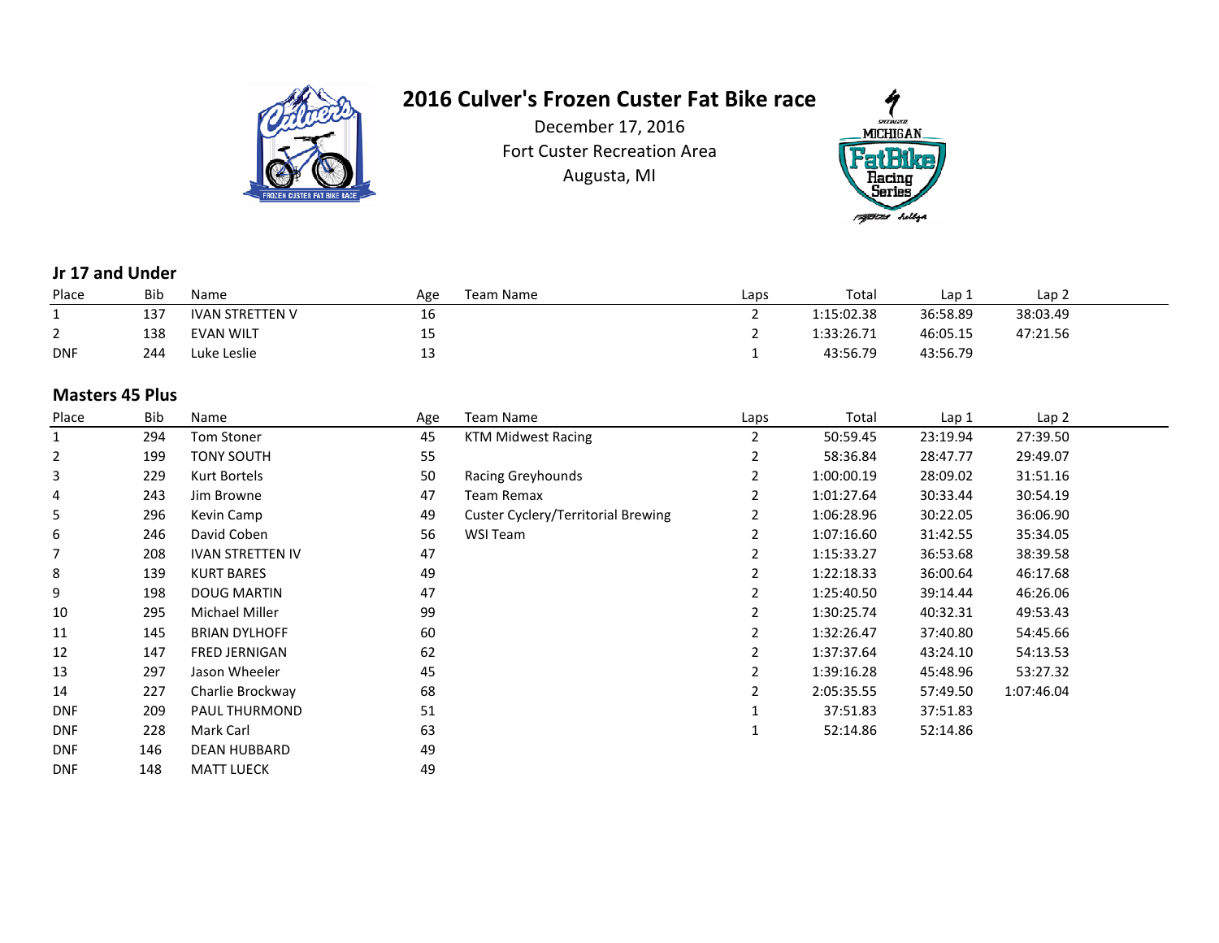# 2016 Culver's Frozen Custer Fat Bike race

December 17, 2016
Fort Custer Recreation Area
Augusta, MI

## Jr 17 and Under

| Place | Bib | Name | Age | Team Name | Laps | Total | Lap 1 | Lap 2 |
|---|---|---|---|---|---|---|---|---|
| 1 | 137 | IVAN STRETTEN V | 16 | | 2 | 1:15:02.38 | 36:58.89 | 38:03.49 |
| 2 | 138 | EVAN WILT | 15 | | 2 | 1:33:26.71 | 46:05.15 | 47:21.56 |
| DNF | 244 | Luke Leslie | 13 | | 1 | 43:56.79 | 43:56.79 | |

## Masters 45 Plus

| Place | Bib | Name | Age | Team Name | Laps | Total | Lap 1 | Lap 2 |
|---|---|---|---|---|---|---|---|---|
| 1 | 294 | Tom Stoner | 45 | KTM Midwest Racing | 2 | 50:59.45 | 23:19.94 | 27:39.50 |
| 2 | 199 | TONY SOUTH | 55 | | 2 | 58:36.84 | 28:47.77 | 29:49.07 |
| 3 | 229 | Kurt Bortels | 50 | Racing Greyhounds | 2 | 1:00:00.19 | 28:09.02 | 31:51.16 |
| 4 | 243 | Jim Browne | 47 | Team Remax | 2 | 1:01:27.64 | 30:33.44 | 30:54.19 |
| 5 | 296 | Kevin Camp | 49 | Custer Cyclery/Territorial Brewing | 2 | 1:06:28.96 | 30:22.05 | 36:06.90 |
| 6 | 246 | David Coben | 56 | WSI Team | 2 | 1:07:16.60 | 31:42.55 | 35:34.05 |
| 7 | 208 | IVAN STRETTEN IV | 47 | | 2 | 1:15:33.27 | 36:53.68 | 38:39.58 |
| 8 | 139 | KURT BARES | 49 | | 2 | 1:22:18.33 | 36:00.64 | 46:17.68 |
| 9 | 198 | DOUG MARTIN | 47 | | 2 | 1:25:40.50 | 39:14.44 | 46:26.06 |
| 10 | 295 | Michael Miller | 99 | | 2 | 1:30:25.74 | 40:32.31 | 49:53.43 |
| 11 | 145 | BRIAN DYLHOFF | 60 | | 2 | 1:32:26.47 | 37:40.80 | 54:45.66 |
| 12 | 147 | FRED JERNIGAN | 62 | | 2 | 1:37:37.64 | 43:24.10 | 54:13.53 |
| 13 | 297 | Jason Wheeler | 45 | | 2 | 1:39:16.28 | 45:48.96 | 53:27.32 |
| 14 | 227 | Charlie Brockway | 68 | | 2 | 2:05:35.55 | 57:49.50 | 1:07:46.04 |
| DNF | 209 | PAUL THURMOND | 51 | | 1 | 37:51.83 | 37:51.83 | |
| DNF | 228 | Mark Carl | 63 | | 1 | 52:14.86 | 52:14.86 | |
| DNF | 146 | DEAN HUBBARD | 49 | | | | | |
| DNF | 148 | MATT LUECK | 49 | | | | | |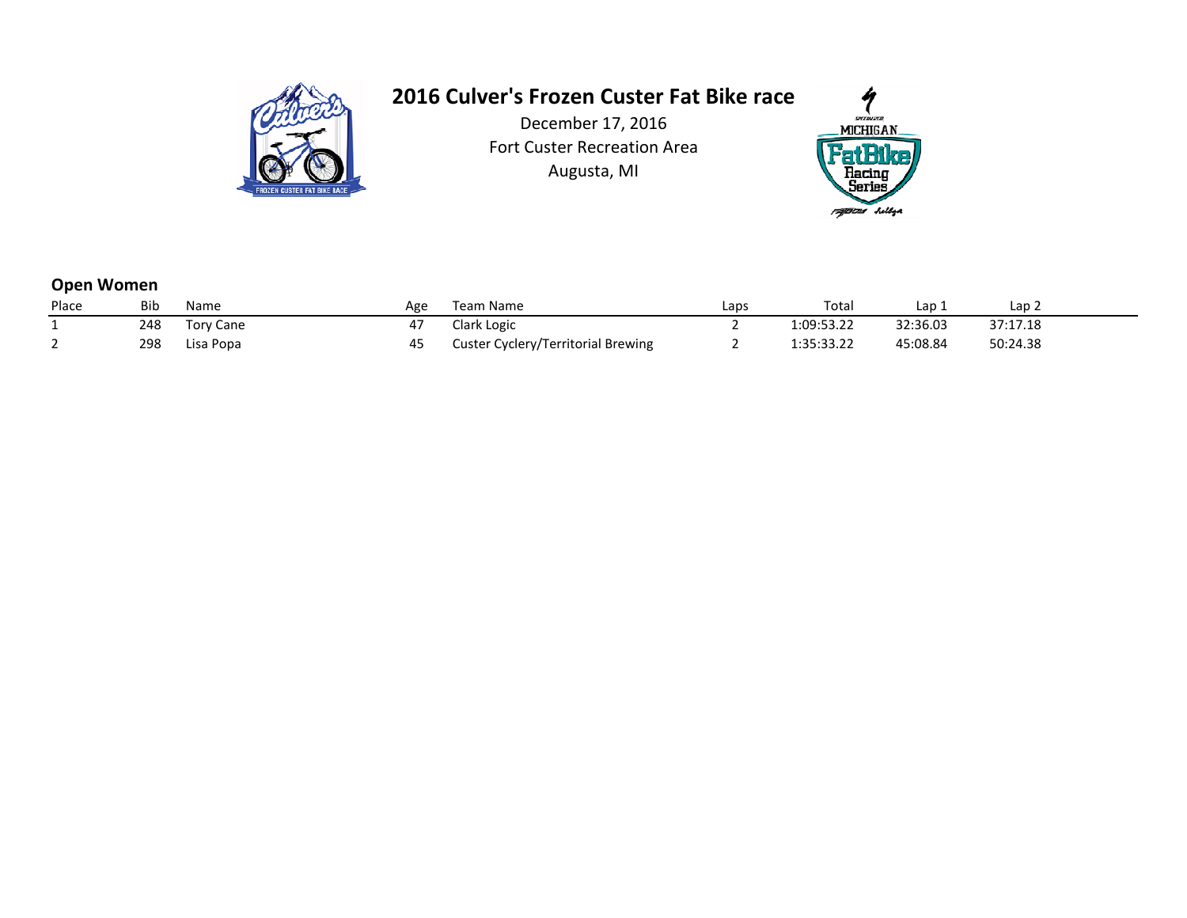# 2016 Culver's Frozen Custer Fat Bike race

December 17, 2016

Fort Custer Recreation Area

Augusta, MI

### Open Women

| Place | Bib | Name | Age | Team Name | Laps | Total | Lap 1 | Lap 2 |
|---|---|---|---|---|---|---|---|---|
| 1 | 248 | Tory Cane | 47 | Clark Logic | 2 | 1:09:53.22 | 32:36.03 | 37:17.18 |
| 2 | 298 | Lisa Popa | 45 | Custer Cyclery/Territorial Brewing | 2 | 1:35:33.22 | 45:08.84 | 50:24.38 |